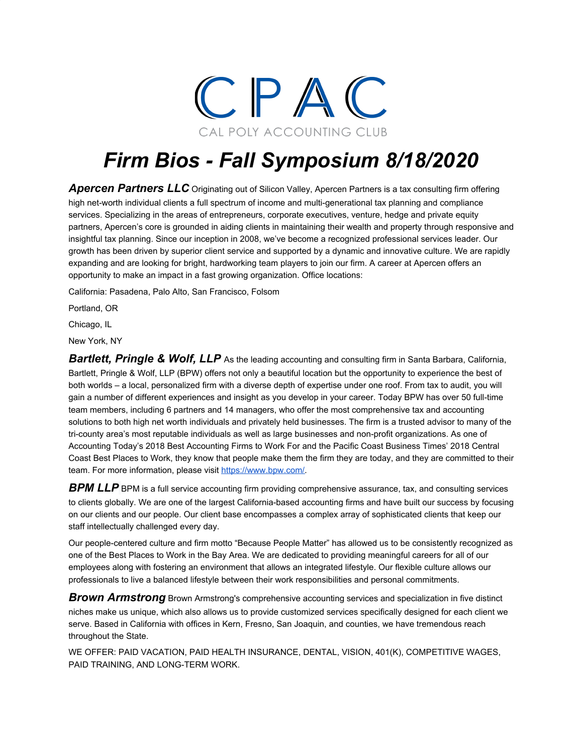# CPAC

CAL POLY ACCOUNTING CLUB

# *Firm Bios - Fall Symposium 8/18/2020*

***Apercen Partners LLC*** Originating out of Silicon Valley, Apercen Partners is a tax consulting firm offering high net-worth individual clients a full spectrum of income and multi-generational tax planning and compliance services. Specializing in the areas of entrepreneurs, corporate executives, venture, hedge and private equity partners, Apercen's core is grounded in aiding clients in maintaining their wealth and property through responsive and insightful tax planning. Since our inception in 2008, we've become a recognized professional services leader. Our growth has been driven by superior client service and supported by a dynamic and innovative culture. We are rapidly expanding and are looking for bright, hardworking team players to join our firm. A career at Apercen offers an opportunity to make an impact in a fast growing organization. Office locations:

California: Pasadena, Palo Alto, San Francisco, Folsom

Portland, OR

Chicago, IL

New York, NY

***Bartlett, Pringle & Wolf, LLP*** As the leading accounting and consulting firm in Santa Barbara, California, Bartlett, Pringle & Wolf, LLP (BPW) offers not only a beautiful location but the opportunity to experience the best of both worlds – a local, personalized firm with a diverse depth of expertise under one roof. From tax to audit, you will gain a number of different experiences and insight as you develop in your career. Today BPW has over 50 full-time team members, including 6 partners and 14 managers, who offer the most comprehensive tax and accounting solutions to both high net worth individuals and privately held businesses. The firm is a trusted advisor to many of the tri-county area's most reputable individuals as well as large businesses and non-profit organizations. As one of Accounting Today's 2018 Best Accounting Firms to Work For and the Pacific Coast Business Times' 2018 Central Coast Best Places to Work, they know that people make them the firm they are today, and they are committed to their team. For more information, please visit https://www.bpw.com/.

***BPM LLP*** BPM is a full service accounting firm providing comprehensive assurance, tax, and consulting services to clients globally. We are one of the largest California-based accounting firms and have built our success by focusing on our clients and our people. Our client base encompasses a complex array of sophisticated clients that keep our staff intellectually challenged every day.

Our people-centered culture and firm motto "Because People Matter" has allowed us to be consistently recognized as one of the Best Places to Work in the Bay Area. We are dedicated to providing meaningful careers for all of our employees along with fostering an environment that allows an integrated lifestyle. Our flexible culture allows our professionals to live a balanced lifestyle between their work responsibilities and personal commitments.

***Brown Armstrong*** Brown Armstrong's comprehensive accounting services and specialization in five distinct niches make us unique, which also allows us to provide customized services specifically designed for each client we serve. Based in California with offices in Kern, Fresno, San Joaquin, and counties, we have tremendous reach throughout the State.

WE OFFER: PAID VACATION, PAID HEALTH INSURANCE, DENTAL, VISION, 401(K), COMPETITIVE WAGES, PAID TRAINING, AND LONG-TERM WORK.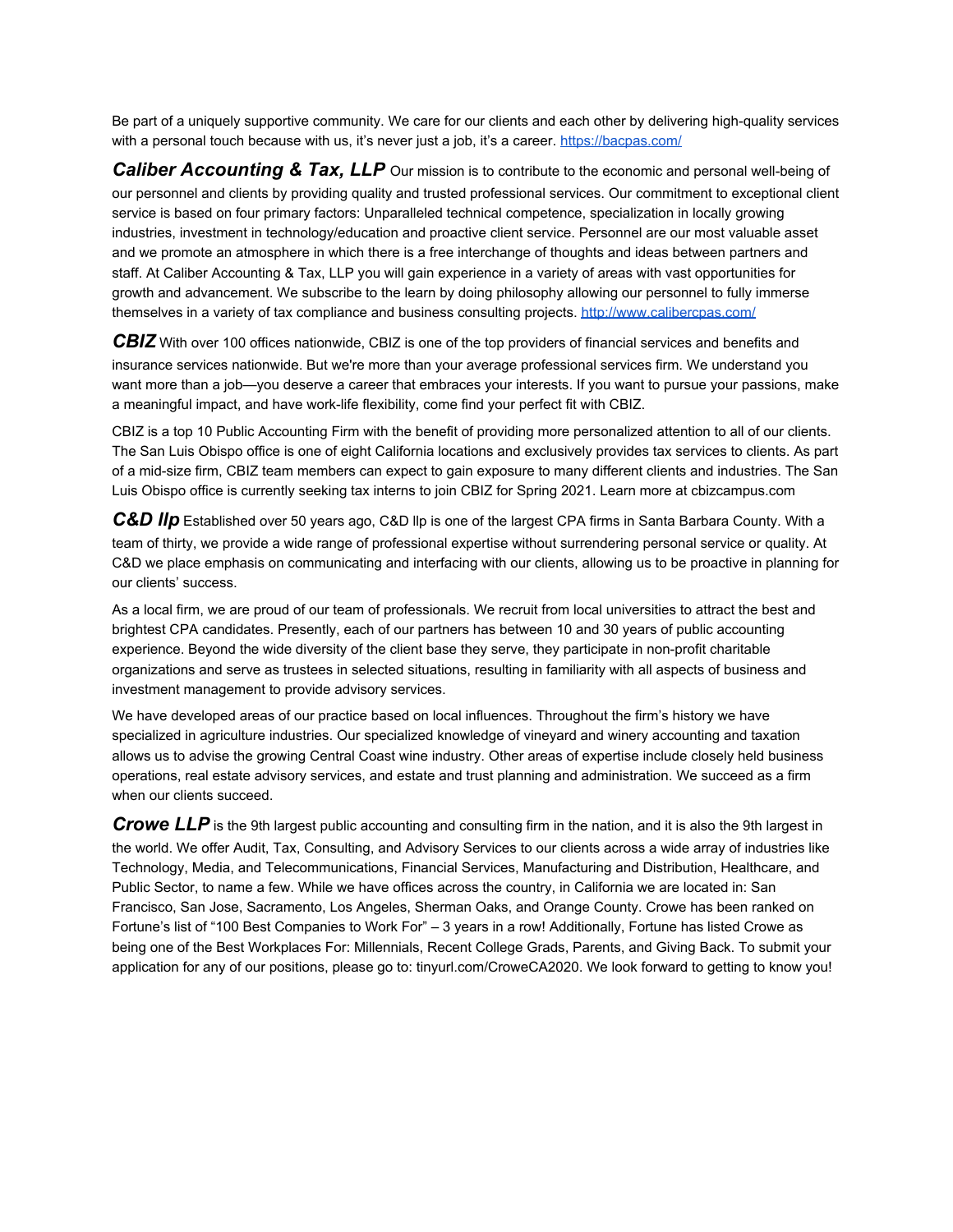Be part of a uniquely supportive community. We care for our clients and each other by delivering high-quality services with a personal touch because with us, it's never just a job, it's a career. https://bacpas.com/

***Caliber Accounting & Tax, LLP*** Our mission is to contribute to the economic and personal well-being of our personnel and clients by providing quality and trusted professional services. Our commitment to exceptional client service is based on four primary factors: Unparalleled technical competence, specialization in locally growing industries, investment in technology/education and proactive client service. Personnel are our most valuable asset and we promote an atmosphere in which there is a free interchange of thoughts and ideas between partners and staff. At Caliber Accounting & Tax, LLP you will gain experience in a variety of areas with vast opportunities for growth and advancement. We subscribe to the learn by doing philosophy allowing our personnel to fully immerse themselves in a variety of tax compliance and business consulting projects. http://www.calibercpas.com/

***CBIZ*** With over 100 offices nationwide, CBIZ is one of the top providers of financial services and benefits and insurance services nationwide. But we're more than your average professional services firm. We understand you want more than a job—you deserve a career that embraces your interests. If you want to pursue your passions, make a meaningful impact, and have work-life flexibility, come find your perfect fit with CBIZ.

CBIZ is a top 10 Public Accounting Firm with the benefit of providing more personalized attention to all of our clients. The San Luis Obispo office is one of eight California locations and exclusively provides tax services to clients. As part of a mid-size firm, CBIZ team members can expect to gain exposure to many different clients and industries. The San Luis Obispo office is currently seeking tax interns to join CBIZ for Spring 2021. Learn more at cbizcampus.com

***C&D llp*** Established over 50 years ago, C&D llp is one of the largest CPA firms in Santa Barbara County. With a team of thirty, we provide a wide range of professional expertise without surrendering personal service or quality. At C&D we place emphasis on communicating and interfacing with our clients, allowing us to be proactive in planning for our clients' success.

As a local firm, we are proud of our team of professionals. We recruit from local universities to attract the best and brightest CPA candidates. Presently, each of our partners has between 10 and 30 years of public accounting experience. Beyond the wide diversity of the client base they serve, they participate in non-profit charitable organizations and serve as trustees in selected situations, resulting in familiarity with all aspects of business and investment management to provide advisory services.

We have developed areas of our practice based on local influences. Throughout the firm's history we have specialized in agriculture industries. Our specialized knowledge of vineyard and winery accounting and taxation allows us to advise the growing Central Coast wine industry. Other areas of expertise include closely held business operations, real estate advisory services, and estate and trust planning and administration. We succeed as a firm when our clients succeed.

***Crowe LLP*** is the 9th largest public accounting and consulting firm in the nation, and it is also the 9th largest in the world. We offer Audit, Tax, Consulting, and Advisory Services to our clients across a wide array of industries like Technology, Media, and Telecommunications, Financial Services, Manufacturing and Distribution, Healthcare, and Public Sector, to name a few. While we have offices across the country, in California we are located in: San Francisco, San Jose, Sacramento, Los Angeles, Sherman Oaks, and Orange County. Crowe has been ranked on Fortune's list of "100 Best Companies to Work For" – 3 years in a row! Additionally, Fortune has listed Crowe as being one of the Best Workplaces For: Millennials, Recent College Grads, Parents, and Giving Back. To submit your application for any of our positions, please go to: tinyurl.com/CroweCA2020. We look forward to getting to know you!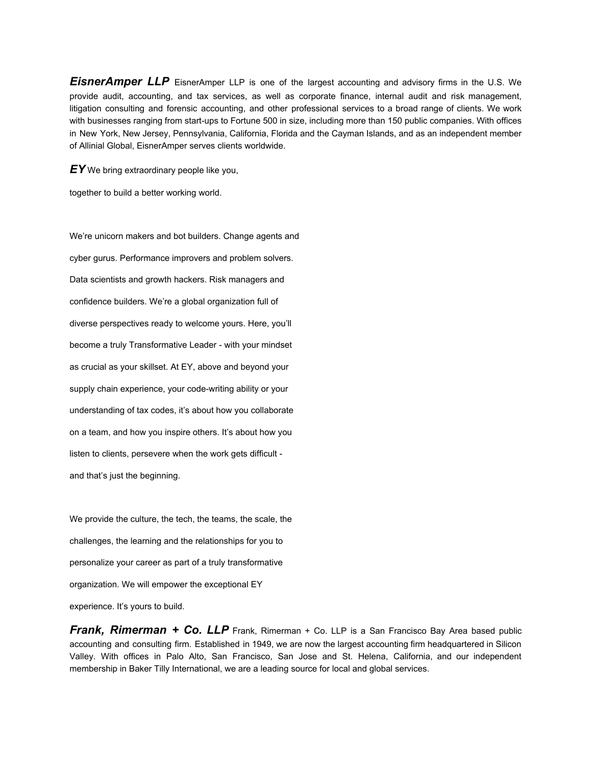***EisnerAmper LLP*** EisnerAmper LLP is one of the largest accounting and advisory firms in the U.S. We provide audit, accounting, and tax services, as well as corporate finance, internal audit and risk management, litigation consulting and forensic accounting, and other professional services to a broad range of clients. We work with businesses ranging from start-ups to Fortune 500 in size, including more than 150 public companies. With offices in New York, New Jersey, Pennsylvania, California, Florida and the Cayman Islands, and as an independent member of Allinial Global, EisnerAmper serves clients worldwide.

***EY*** We bring extraordinary people like you,

together to build a better working world.

We're unicorn makers and bot builders. Change agents and cyber gurus. Performance improvers and problem solvers. Data scientists and growth hackers. Risk managers and confidence builders. We're a global organization full of diverse perspectives ready to welcome yours. Here, you'll become a truly Transformative Leader - with your mindset as crucial as your skillset. At EY, above and beyond your supply chain experience, your code-writing ability or your understanding of tax codes, it's about how you collaborate on a team, and how you inspire others. It's about how you listen to clients, persevere when the work gets difficult - and that's just the beginning.

We provide the culture, the tech, the teams, the scale, the challenges, the learning and the relationships for you to personalize your career as part of a truly transformative organization. We will empower the exceptional EY experience. It's yours to build.

***Frank, Rimerman + Co. LLP*** Frank, Rimerman + Co. LLP is a San Francisco Bay Area based public accounting and consulting firm. Established in 1949, we are now the largest accounting firm headquartered in Silicon Valley. With offices in Palo Alto, San Francisco, San Jose and St. Helena, California, and our independent membership in Baker Tilly International, we are a leading source for local and global services.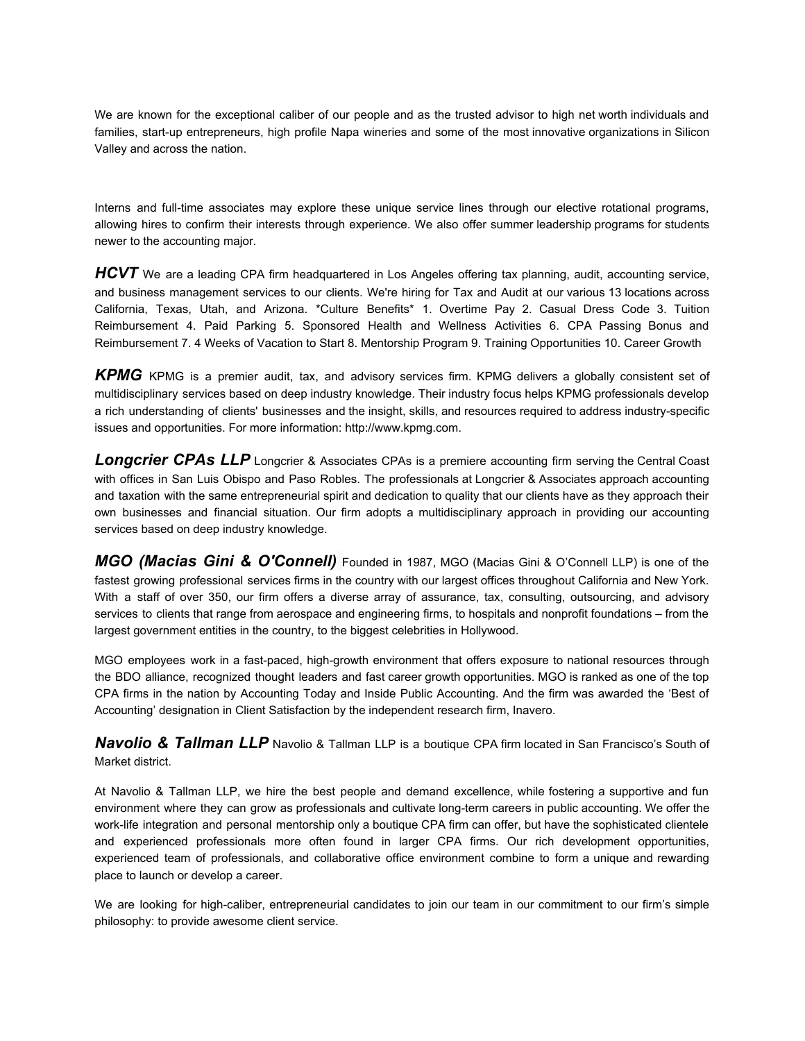We are known for the exceptional caliber of our people and as the trusted advisor to high net worth individuals and families, start-up entrepreneurs, high profile Napa wineries and some of the most innovative organizations in Silicon Valley and across the nation.

Interns and full-time associates may explore these unique service lines through our elective rotational programs, allowing hires to confirm their interests through experience. We also offer summer leadership programs for students newer to the accounting major.

***HCVT*** We are a leading CPA firm headquartered in Los Angeles offering tax planning, audit, accounting service, and business management services to our clients. We're hiring for Tax and Audit at our various 13 locations across California, Texas, Utah, and Arizona. *Culture Benefits* 1. Overtime Pay 2. Casual Dress Code 3. Tuition Reimbursement 4. Paid Parking 5. Sponsored Health and Wellness Activities 6. CPA Passing Bonus and Reimbursement 7. 4 Weeks of Vacation to Start 8. Mentorship Program 9. Training Opportunities 10. Career Growth

***KPMG*** KPMG is a premier audit, tax, and advisory services firm. KPMG delivers a globally consistent set of multidisciplinary services based on deep industry knowledge. Their industry focus helps KPMG professionals develop a rich understanding of clients' businesses and the insight, skills, and resources required to address industry-specific issues and opportunities. For more information: http://www.kpmg.com.

***Longcrier CPAs LLP*** Longcrier & Associates CPAs is a premiere accounting firm serving the Central Coast with offices in San Luis Obispo and Paso Robles. The professionals at Longcrier & Associates approach accounting and taxation with the same entrepreneurial spirit and dedication to quality that our clients have as they approach their own businesses and financial situation. Our firm adopts a multidisciplinary approach in providing our accounting services based on deep industry knowledge.

***MGO (Macias Gini & O'Connell)*** Founded in 1987, MGO (Macias Gini & O'Connell LLP) is one of the fastest growing professional services firms in the country with our largest offices throughout California and New York. With a staff of over 350, our firm offers a diverse array of assurance, tax, consulting, outsourcing, and advisory services to clients that range from aerospace and engineering firms, to hospitals and nonprofit foundations – from the largest government entities in the country, to the biggest celebrities in Hollywood.

MGO employees work in a fast-paced, high-growth environment that offers exposure to national resources through the BDO alliance, recognized thought leaders and fast career growth opportunities. MGO is ranked as one of the top CPA firms in the nation by Accounting Today and Inside Public Accounting. And the firm was awarded the 'Best of Accounting' designation in Client Satisfaction by the independent research firm, Inavero.

***Navolio & Tallman LLP*** Navolio & Tallman LLP is a boutique CPA firm located in San Francisco's South of Market district.

At Navolio & Tallman LLP, we hire the best people and demand excellence, while fostering a supportive and fun environment where they can grow as professionals and cultivate long-term careers in public accounting. We offer the work-life integration and personal mentorship only a boutique CPA firm can offer, but have the sophisticated clientele and experienced professionals more often found in larger CPA firms. Our rich development opportunities, experienced team of professionals, and collaborative office environment combine to form a unique and rewarding place to launch or develop a career.

We are looking for high-caliber, entrepreneurial candidates to join our team in our commitment to our firm's simple philosophy: to provide awesome client service.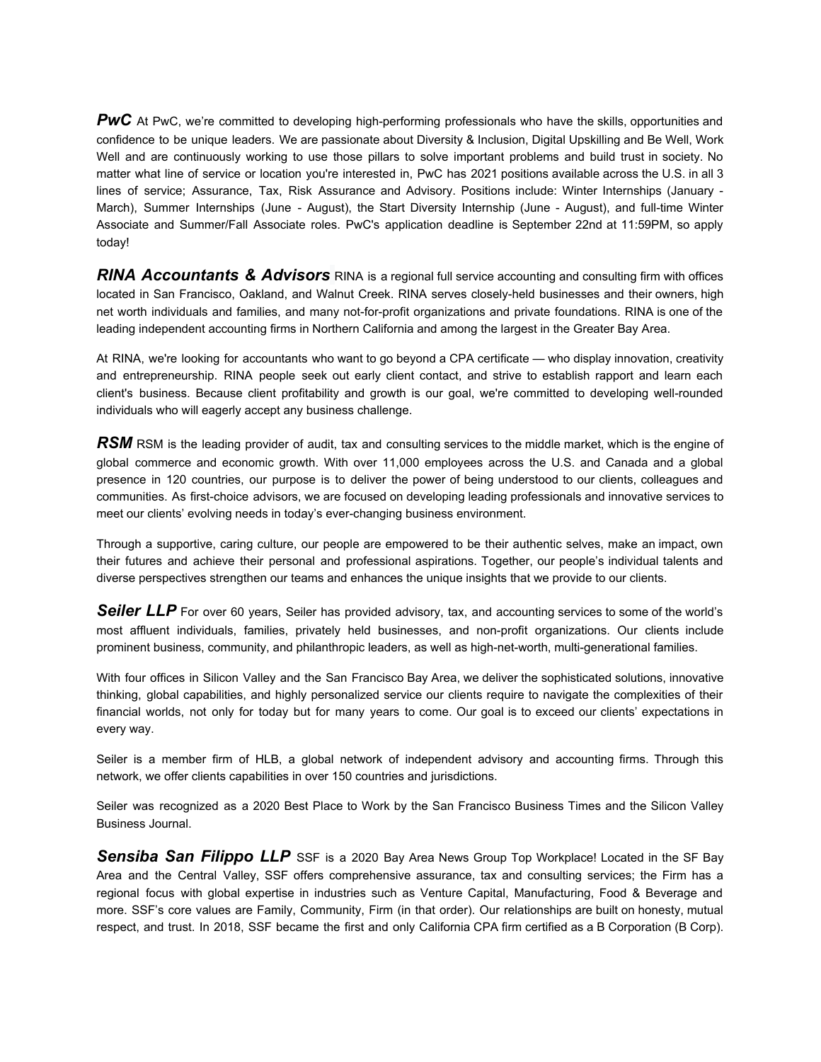***PwC*** At PwC, we're committed to developing high-performing professionals who have the skills, opportunities and confidence to be unique leaders. We are passionate about Diversity & Inclusion, Digital Upskilling and Be Well, Work Well and are continuously working to use those pillars to solve important problems and build trust in society. No matter what line of service or location you're interested in, PwC has 2021 positions available across the U.S. in all 3 lines of service; Assurance, Tax, Risk Assurance and Advisory. Positions include: Winter Internships (January - March), Summer Internships (June - August), the Start Diversity Internship (June - August), and full-time Winter Associate and Summer/Fall Associate roles. PwC's application deadline is September 22nd at 11:59PM, so apply today!

***RINA Accountants & Advisors*** RINA is a regional full service accounting and consulting firm with offices located in San Francisco, Oakland, and Walnut Creek. RINA serves closely-held businesses and their owners, high net worth individuals and families, and many not-for-profit organizations and private foundations. RINA is one of the leading independent accounting firms in Northern California and among the largest in the Greater Bay Area.

At RINA, we're looking for accountants who want to go beyond a CPA certificate — who display innovation, creativity and entrepreneurship. RINA people seek out early client contact, and strive to establish rapport and learn each client's business. Because client profitability and growth is our goal, we're committed to developing well-rounded individuals who will eagerly accept any business challenge.

***RSM*** RSM is the leading provider of audit, tax and consulting services to the middle market, which is the engine of global commerce and economic growth. With over 11,000 employees across the U.S. and Canada and a global presence in 120 countries, our purpose is to deliver the power of being understood to our clients, colleagues and communities. As first-choice advisors, we are focused on developing leading professionals and innovative services to meet our clients' evolving needs in today's ever-changing business environment.

Through a supportive, caring culture, our people are empowered to be their authentic selves, make an impact, own their futures and achieve their personal and professional aspirations. Together, our people's individual talents and diverse perspectives strengthen our teams and enhances the unique insights that we provide to our clients.

***Seiler LLP*** For over 60 years, Seiler has provided advisory, tax, and accounting services to some of the world's most affluent individuals, families, privately held businesses, and non-profit organizations. Our clients include prominent business, community, and philanthropic leaders, as well as high-net-worth, multi-generational families.

With four offices in Silicon Valley and the San Francisco Bay Area, we deliver the sophisticated solutions, innovative thinking, global capabilities, and highly personalized service our clients require to navigate the complexities of their financial worlds, not only for today but for many years to come. Our goal is to exceed our clients' expectations in every way.

Seiler is a member firm of HLB, a global network of independent advisory and accounting firms. Through this network, we offer clients capabilities in over 150 countries and jurisdictions.

Seiler was recognized as a 2020 Best Place to Work by the San Francisco Business Times and the Silicon Valley Business Journal.

***Sensiba San Filippo LLP*** SSF is a 2020 Bay Area News Group Top Workplace! Located in the SF Bay Area and the Central Valley, SSF offers comprehensive assurance, tax and consulting services; the Firm has a regional focus with global expertise in industries such as Venture Capital, Manufacturing, Food & Beverage and more. SSF's core values are Family, Community, Firm (in that order). Our relationships are built on honesty, mutual respect, and trust. In 2018, SSF became the first and only California CPA firm certified as a B Corporation (B Corp).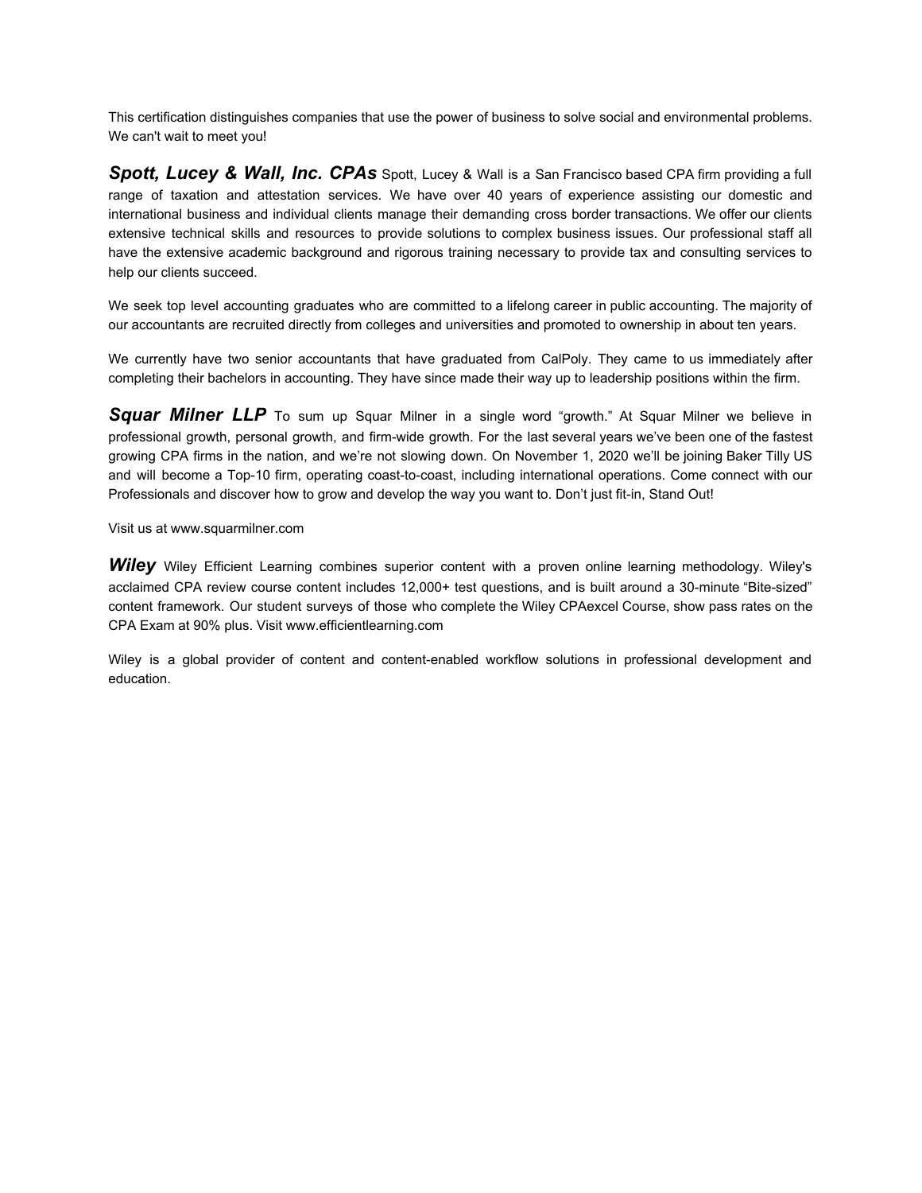This certification distinguishes companies that use the power of business to solve social and environmental problems. We can't wait to meet you!

***Spott, Lucey & Wall, Inc. CPAs*** Spott, Lucey & Wall is a San Francisco based CPA firm providing a full range of taxation and attestation services. We have over 40 years of experience assisting our domestic and international business and individual clients manage their demanding cross border transactions. We offer our clients extensive technical skills and resources to provide solutions to complex business issues. Our professional staff all have the extensive academic background and rigorous training necessary to provide tax and consulting services to help our clients succeed.

We seek top level accounting graduates who are committed to a lifelong career in public accounting. The majority of our accountants are recruited directly from colleges and universities and promoted to ownership in about ten years.

We currently have two senior accountants that have graduated from CalPoly. They came to us immediately after completing their bachelors in accounting. They have since made their way up to leadership positions within the firm.

***Squar Milner LLP*** To sum up Squar Milner in a single word "growth." At Squar Milner we believe in professional growth, personal growth, and firm-wide growth. For the last several years we've been one of the fastest growing CPA firms in the nation, and we're not slowing down. On November 1, 2020 we'll be joining Baker Tilly US and will become a Top-10 firm, operating coast-to-coast, including international operations. Come connect with our Professionals and discover how to grow and develop the way you want to. Don't just fit-in, Stand Out!

Visit us at www.squarmilner.com

***Wiley*** Wiley Efficient Learning combines superior content with a proven online learning methodology. Wiley's acclaimed CPA review course content includes 12,000+ test questions, and is built around a 30-minute "Bite-sized" content framework. Our student surveys of those who complete the Wiley CPAexcel Course, show pass rates on the CPA Exam at 90% plus. Visit www.efficientlearning.com

Wiley is a global provider of content and content-enabled workflow solutions in professional development and education.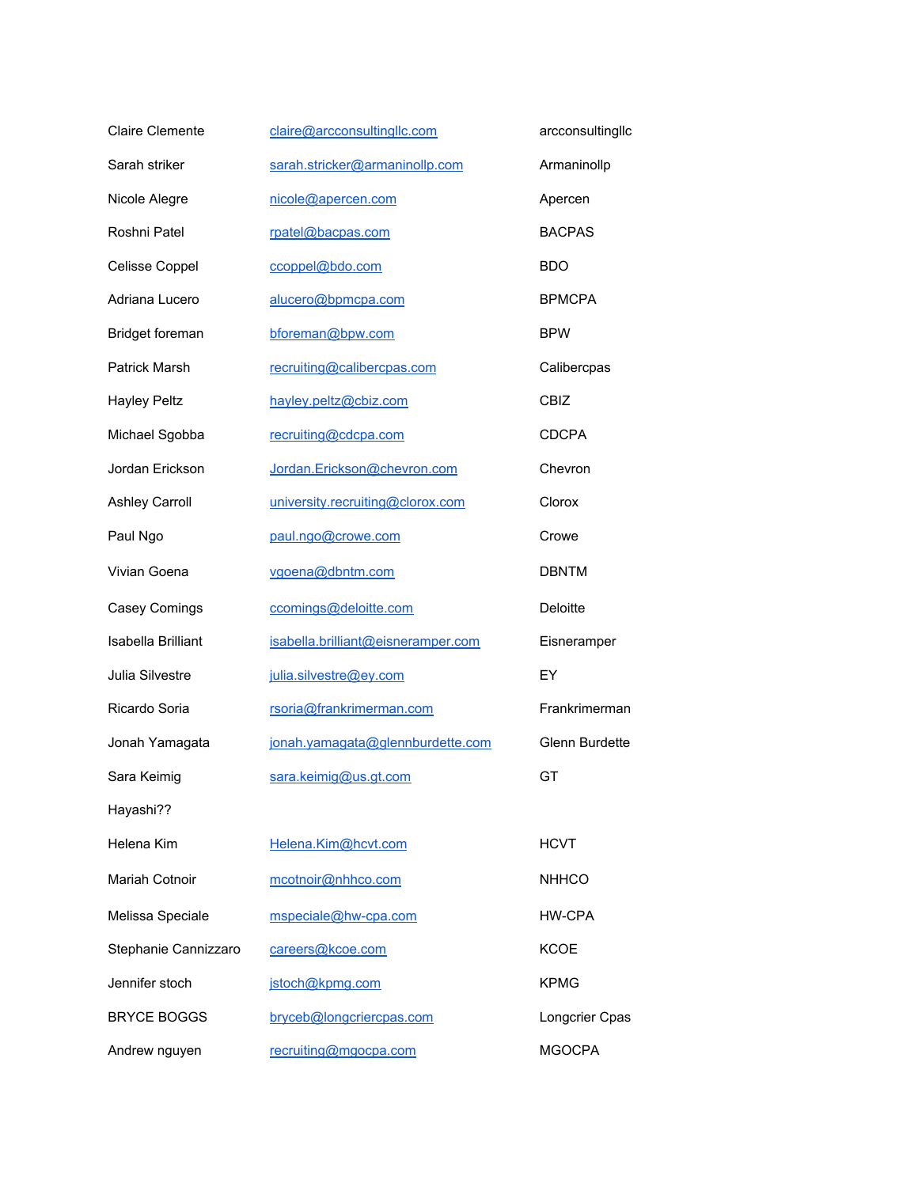| | | |
|---|---|---|
| Claire Clemente | claire@arcconsultingllc.com | arcconsultingllc |
| Sarah striker | sarah.stricker@armaninollp.com | Armaninollp |
| Nicole Alegre | nicole@apercen.com | Apercen |
| Roshni Patel | rpatel@bacpas.com | BACPAS |
| Celisse Coppel | ccoppel@bdo.com | BDO |
| Adriana Lucero | alucero@bpmcpa.com | BPMCPA |
| Bridget foreman | bforeman@bpw.com | BPW |
| Patrick Marsh | recruiting@calibercpas.com | Calibercpas |
| Hayley Peltz | hayley.peltz@cbiz.com | CBIZ |
| Michael Sgobba | recruiting@cdcpa.com | CDCPA |
| Jordan Erickson | Jordan.Erickson@chevron.com | Chevron |
| Ashley Carroll | university.recruiting@clorox.com | Clorox |
| Paul Ngo | paul.ngo@crowe.com | Crowe |
| Vivian Goena | vgoena@dbntm.com | DBNTM |
| Casey Comings | ccomings@deloitte.com | Deloitte |
| Isabella Brilliant | isabella.brilliant@eisneramper.com | Eisneramper |
| Julia Silvestre | julia.silvestre@ey.com | EY |
| Ricardo Soria | rsoria@frankrimerman.com | Frankrimerman |
| Jonah Yamagata | jonah.yamagata@glennburdette.com | Glenn Burdette |
| Sara Keimig | sara.keimig@us.gt.com | GT |
| Hayashi?? | | |
| Helena Kim | Helena.Kim@hcvt.com | HCVT |
| Mariah Cotnoir | mcotnoir@nhhco.com | NHHCO |
| Melissa Speciale | mspeciale@hw-cpa.com | HW-CPA |
| Stephanie Cannizzaro | careers@kcoe.com | KCOE |
| Jennifer stoch | jstoch@kpmg.com | KPMG |
| BRYCE BOGGS | bryceb@longcriercpas.com | Longcrier Cpas |
| Andrew nguyen | recruiting@mgocpa.com | MGOCPA |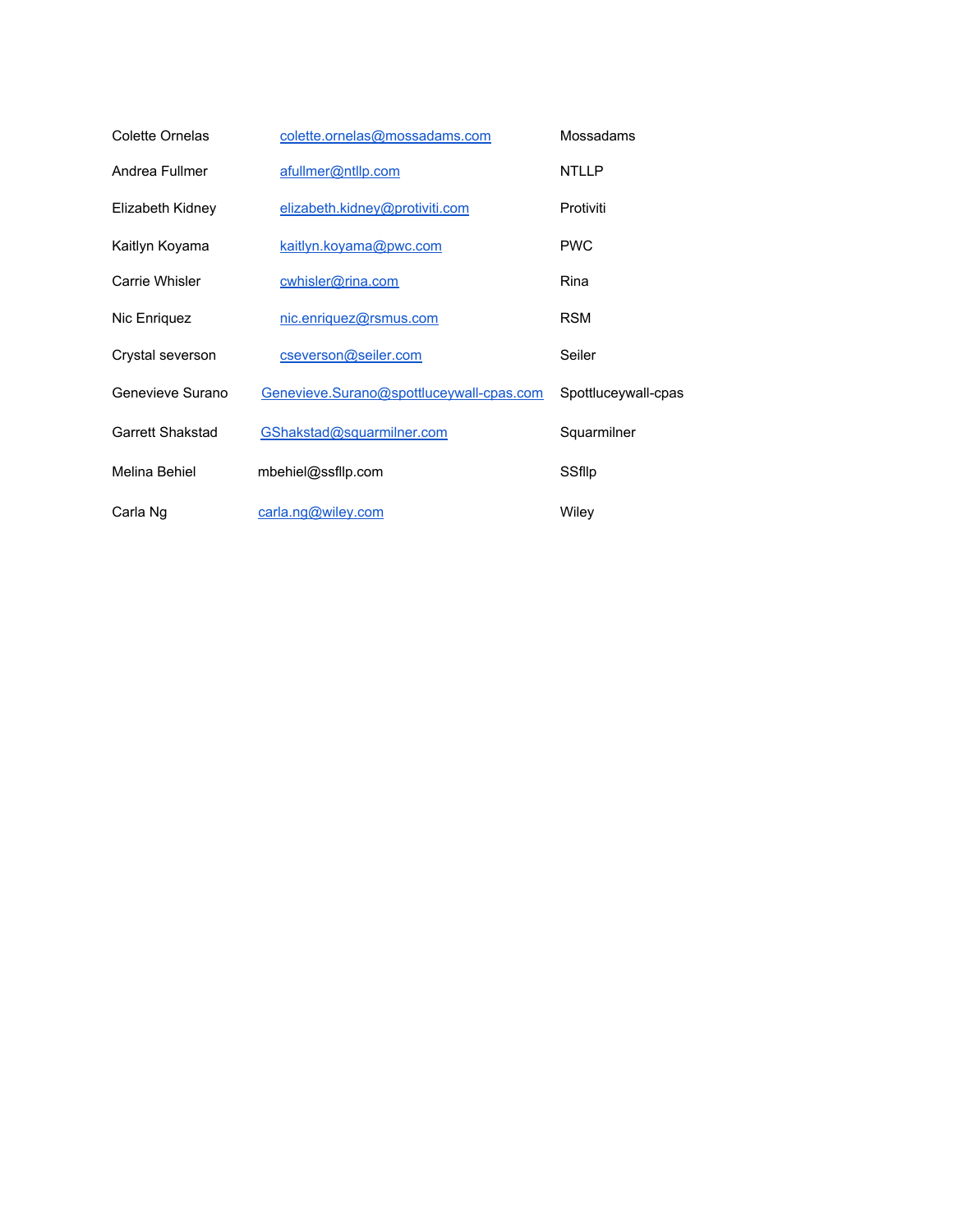| | | |
|---|---|---|
| Colette Ornelas | colette.ornelas@mossadams.com | Mossadams |
| Andrea Fullmer | afullmer@ntllp.com | NTLLP |
| Elizabeth Kidney | elizabeth.kidney@protiviti.com | Protiviti |
| Kaitlyn Koyama | kaitlyn.koyama@pwc.com | PWC |
| Carrie Whisler | cwhisler@rina.com | Rina |
| Nic Enriquez | nic.enriquez@rsmus.com | RSM |
| Crystal severson | cseverson@seiler.com | Seiler |
| Genevieve Surano | Genevieve.Surano@spottluceywall-cpas.com | Spottluceywall-cpas |
| Garrett Shakstad | GShakstad@squarmilner.com | Squarmilner |
| Melina Behiel | mbehiel@ssfllp.com | SSfllp |
| Carla Ng | carla.ng@wiley.com | Wiley |